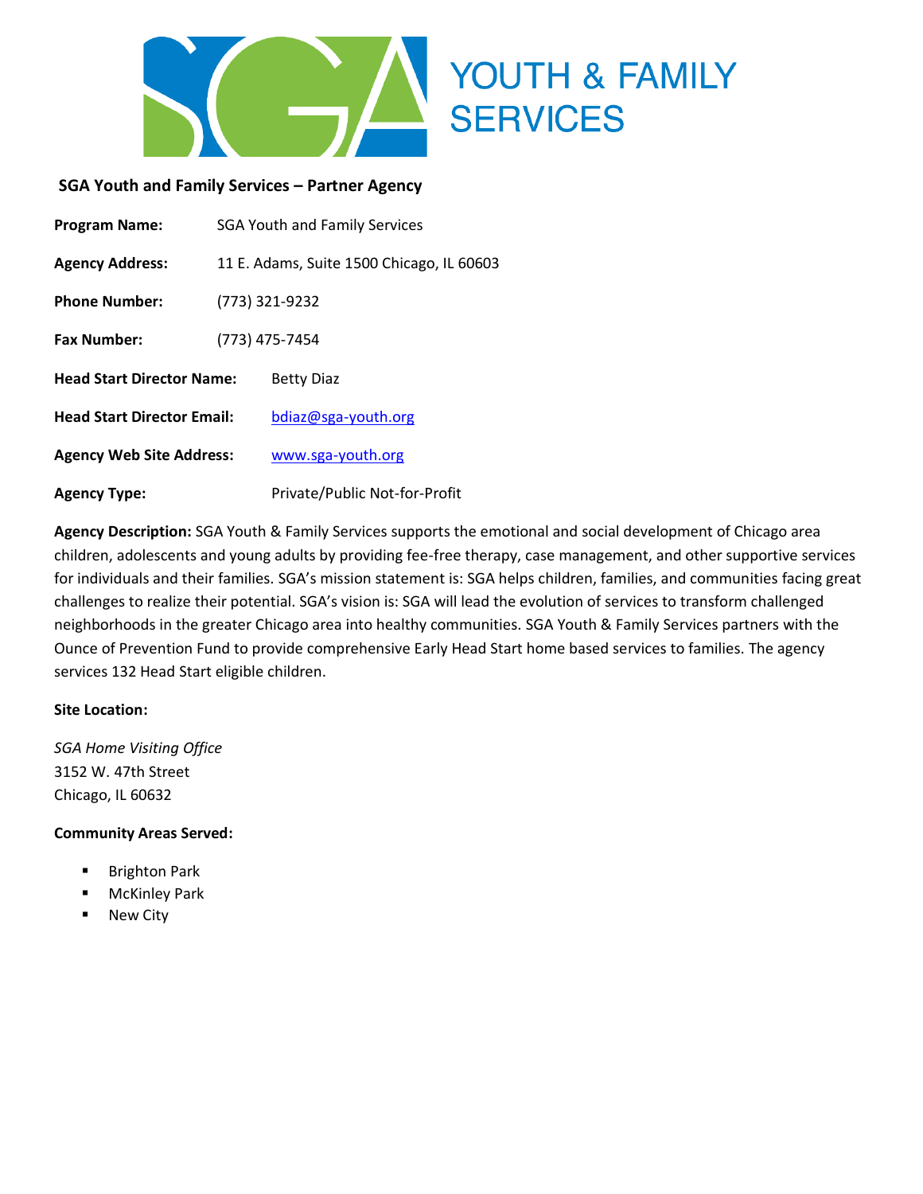YOUTH & FAMILY SERVICES

## SGA Youth and Family Services – Partner Agency

**Program Name:** SGA Youth and Family Services

**Agency Address:** 11 E. Adams, Suite 1500 Chicago, IL 60603

**Phone Number:** (773) 321-9232

**Fax Number:** (773) 475-7454

**Head Start Director Name:** Betty Diaz

**Head Start Director Email:** bdiaz@sga-youth.org

**Agency Web Site Address:** www.sga-youth.org

**Agency Type:** Private/Public Not-for-Profit

**Agency Description:** SGA Youth & Family Services supports the emotional and social development of Chicago area children, adolescents and young adults by providing fee-free therapy, case management, and other supportive services for individuals and their families. SGA's mission statement is: SGA helps children, families, and communities facing great challenges to realize their potential. SGA's vision is: SGA will lead the evolution of services to transform challenged neighborhoods in the greater Chicago area into healthy communities. SGA Youth & Family Services partners with the Ounce of Prevention Fund to provide comprehensive Early Head Start home based services to families. The agency services 132 Head Start eligible children.

**Site Location:**

*SGA Home Visiting Office*
3152 W. 47th Street
Chicago, IL 60632

**Community Areas Served:**

- Brighton Park
- McKinley Park
- New City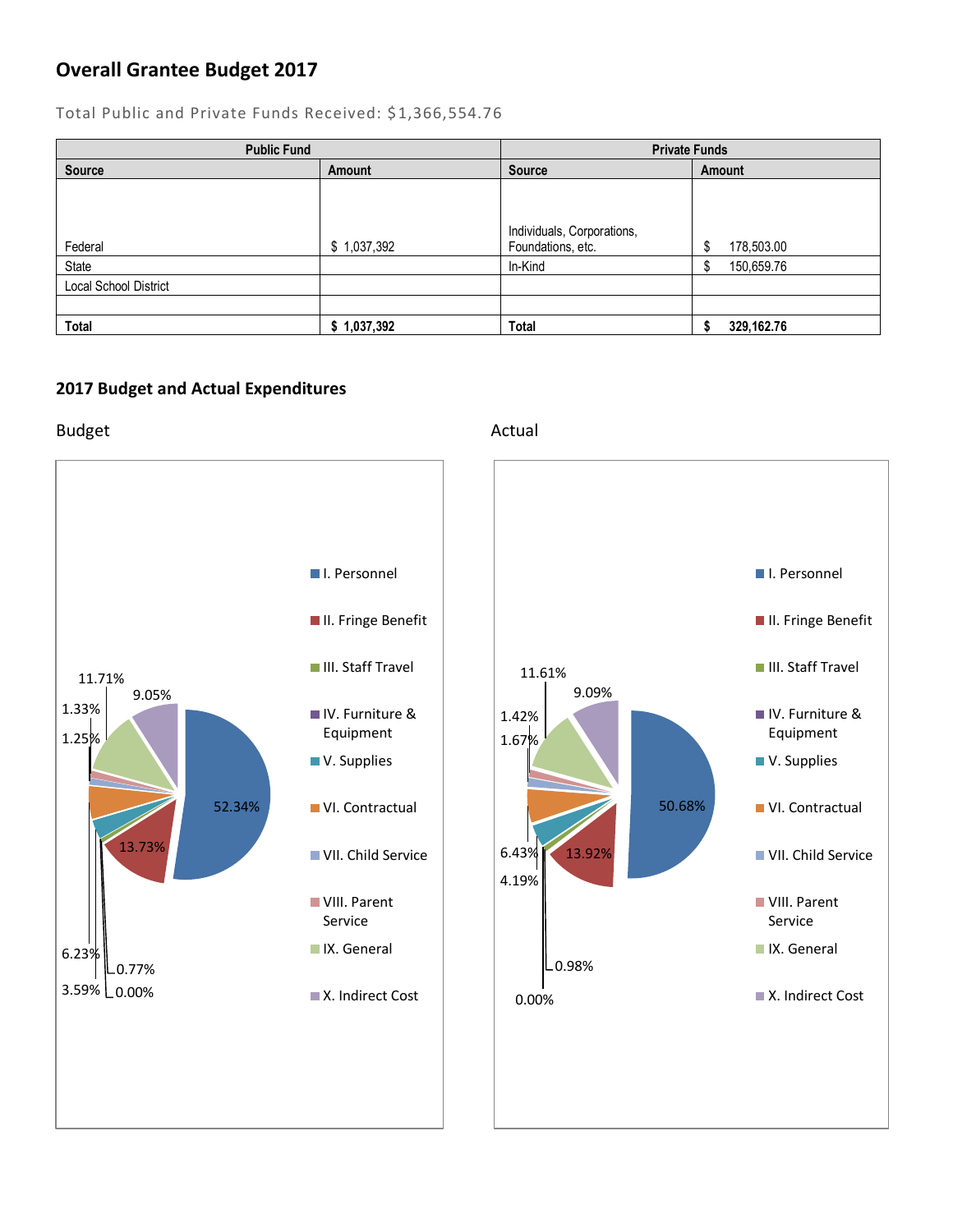## Overall Grantee Budget 2017

Total Public and Private Funds Received: $1,366,554.76

| Public Fund | | Private Funds | |
|---|---|---|---|
| **Source** | **Amount** | **Source** | **Amount** |
| Federal | $ 1,037,392 | Individuals, Corporations, Foundations, etc. | $ 178,503.00 |
| State | | In-Kind | $ 150,659.76 |
| Local School District | | | |
| | | | |
| **Total** | **$ 1,037,392** | **Total** | **$ 329,162.76** |

## 2017 Budget and Actual Expenditures

Budget

- I. Personnel: 52.34%
- II. Fringe Benefit: 13.73%
- III. Staff Travel: 0.77%
- IV. Furniture & Equipment: 0.00%
- V. Supplies: 3.59%
- VI. Contractual: 6.23%
- VII. Child Service: 1.25%
- VIII. Parent Service: 1.33%
- IX. General: 11.71%
- X. Indirect Cost: 9.05%

Actual

- I. Personnel: 50.68%
- II. Fringe Benefit: 13.92%
- III. Staff Travel: 0.98%
- IV. Furniture & Equipment: 0.00%
- V. Supplies: 4.19%
- VI. Contractual: 6.43%
- VII. Child Service: 1.67%
- VIII. Parent Service: 1.42%
- IX. General: 11.61%
- X. Indirect Cost: 9.09%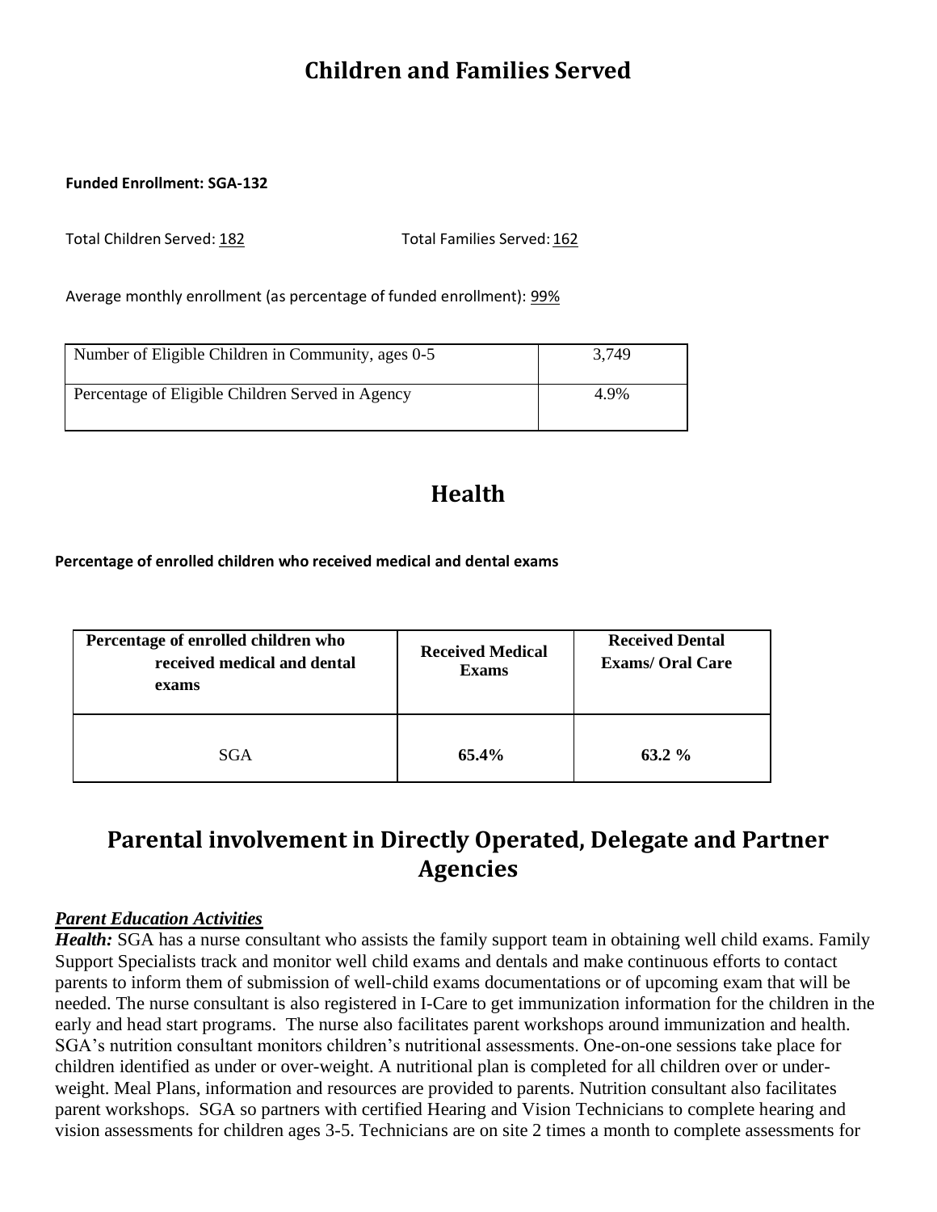# Children and Families Served

**Funded Enrollment: SGA-132**

Total Children Served: 182 Total Families Served: 162

Average monthly enrollment (as percentage of funded enrollment): 99%

| Number of Eligible Children in Community, ages 0-5 | 3,749 |
|---|---|
| Percentage of Eligible Children Served in Agency | 4.9% |

# Health

**Percentage of enrolled children who received medical and dental exams**

| Percentage of enrolled children who received medical and dental exams | Received Medical Exams | Received Dental Exams/ Oral Care |
|---|---|---|
| SGA | **65.4%** | **63.2 %** |

# Parental involvement in Directly Operated, Delegate and Partner Agencies

***Parent Education Activities***

***Health:*** SGA has a nurse consultant who assists the family support team in obtaining well child exams. Family Support Specialists track and monitor well child exams and dentals and make continuous efforts to contact parents to inform them of submission of well-child exams documentations or of upcoming exam that will be needed. The nurse consultant is also registered in I-Care to get immunization information for the children in the early and head start programs. The nurse also facilitates parent workshops around immunization and health. SGA's nutrition consultant monitors children's nutritional assessments. One-on-one sessions take place for children identified as under or over-weight. A nutritional plan is completed for all children over or under-weight. Meal Plans, information and resources are provided to parents. Nutrition consultant also facilitates parent workshops. SGA so partners with certified Hearing and Vision Technicians to complete hearing and vision assessments for children ages 3-5. Technicians are on site 2 times a month to complete assessments for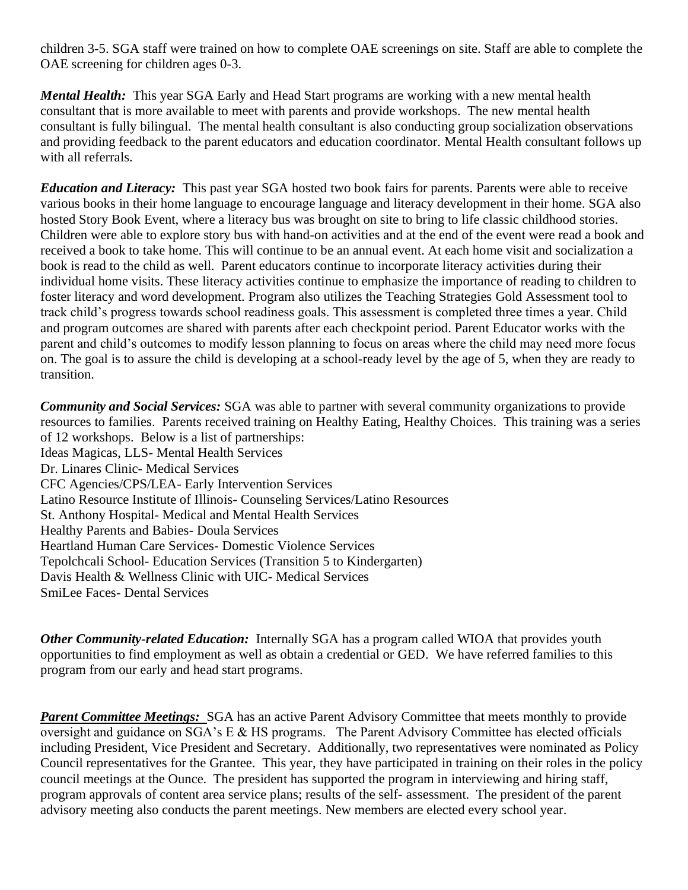children 3-5. SGA staff were trained on how to complete OAE screenings on site. Staff are able to complete the OAE screening for children ages 0-3.

***Mental Health:*** This year SGA Early and Head Start programs are working with a new mental health consultant that is more available to meet with parents and provide workshops. The new mental health consultant is fully bilingual. The mental health consultant is also conducting group socialization observations and providing feedback to the parent educators and education coordinator. Mental Health consultant follows up with all referrals.

***Education and Literacy:*** This past year SGA hosted two book fairs for parents. Parents were able to receive various books in their home language to encourage language and literacy development in their home. SGA also hosted Story Book Event, where a literacy bus was brought on site to bring to life classic childhood stories. Children were able to explore story bus with hand-on activities and at the end of the event were read a book and received a book to take home. This will continue to be an annual event. At each home visit and socialization a book is read to the child as well. Parent educators continue to incorporate literacy activities during their individual home visits. These literacy activities continue to emphasize the importance of reading to children to foster literacy and word development. Program also utilizes the Teaching Strategies Gold Assessment tool to track child's progress towards school readiness goals. This assessment is completed three times a year. Child and program outcomes are shared with parents after each checkpoint period. Parent Educator works with the parent and child's outcomes to modify lesson planning to focus on areas where the child may need more focus on. The goal is to assure the child is developing at a school-ready level by the age of 5, when they are ready to transition.

***Community and Social Services:*** SGA was able to partner with several community organizations to provide resources to families. Parents received training on Healthy Eating, Healthy Choices. This training was a series of 12 workshops. Below is a list of partnerships:

Ideas Magicas, LLS- Mental Health Services
Dr. Linares Clinic- Medical Services
CFC Agencies/CPS/LEA- Early Intervention Services
Latino Resource Institute of Illinois- Counseling Services/Latino Resources
St. Anthony Hospital- Medical and Mental Health Services
Healthy Parents and Babies- Doula Services
Heartland Human Care Services- Domestic Violence Services
Tepolchcali School- Education Services (Transition 5 to Kindergarten)
Davis Health & Wellness Clinic with UIC- Medical Services
SmiLee Faces- Dental Services

***Other Community-related Education:*** Internally SGA has a program called WIOA that provides youth opportunities to find employment as well as obtain a credential or GED. We have referred families to this program from our early and head start programs.

***Parent Committee Meetings:*** SGA has an active Parent Advisory Committee that meets monthly to provide oversight and guidance on SGA's E & HS programs. The Parent Advisory Committee has elected officials including President, Vice President and Secretary. Additionally, two representatives were nominated as Policy Council representatives for the Grantee. This year, they have participated in training on their roles in the policy council meetings at the Ounce. The president has supported the program in interviewing and hiring staff, program approvals of content area service plans; results of the self- assessment. The president of the parent advisory meeting also conducts the parent meetings. New members are elected every school year.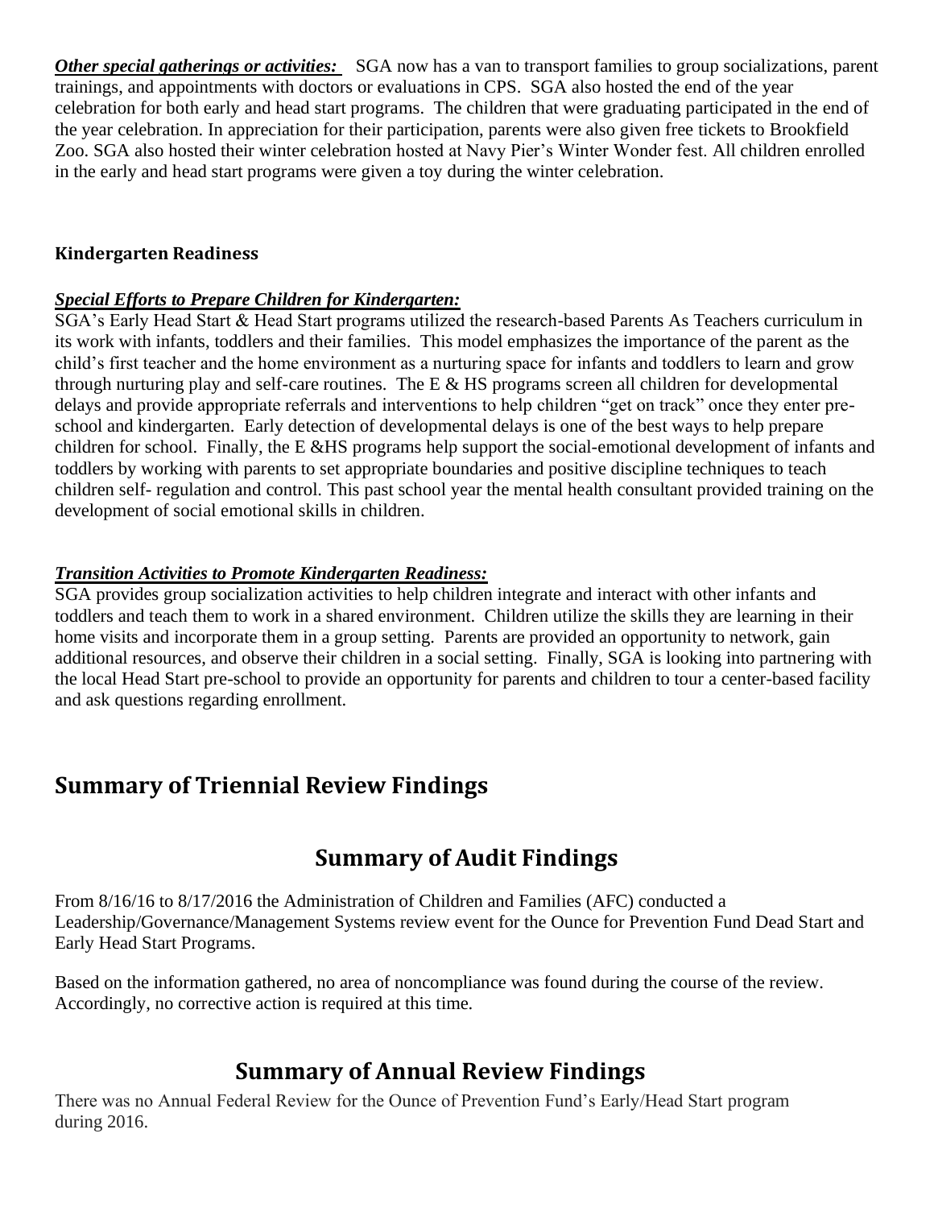***Other special gatherings or activities:*** SGA now has a van to transport families to group socializations, parent trainings, and appointments with doctors or evaluations in CPS. SGA also hosted the end of the year celebration for both early and head start programs. The children that were graduating participated in the end of the year celebration. In appreciation for their participation, parents were also given free tickets to Brookfield Zoo. SGA also hosted their winter celebration hosted at Navy Pier's Winter Wonder fest. All children enrolled in the early and head start programs were given a toy during the winter celebration.

### Kindergarten Readiness

***Special Efforts to Prepare Children for Kindergarten:***
SGA's Early Head Start & Head Start programs utilized the research-based Parents As Teachers curriculum in its work with infants, toddlers and their families. This model emphasizes the importance of the parent as the child's first teacher and the home environment as a nurturing space for infants and toddlers to learn and grow through nurturing play and self-care routines. The E & HS programs screen all children for developmental delays and provide appropriate referrals and interventions to help children "get on track" once they enter pre-school and kindergarten. Early detection of developmental delays is one of the best ways to help prepare children for school. Finally, the E &HS programs help support the social-emotional development of infants and toddlers by working with parents to set appropriate boundaries and positive discipline techniques to teach children self- regulation and control. This past school year the mental health consultant provided training on the development of social emotional skills in children.

***Transition Activities to Promote Kindergarten Readiness:***
SGA provides group socialization activities to help children integrate and interact with other infants and toddlers and teach them to work in a shared environment. Children utilize the skills they are learning in their home visits and incorporate them in a group setting. Parents are provided an opportunity to network, gain additional resources, and observe their children in a social setting. Finally, SGA is looking into partnering with the local Head Start pre-school to provide an opportunity for parents and children to tour a center-based facility and ask questions regarding enrollment.

## Summary of Triennial Review Findings

## Summary of Audit Findings

From 8/16/16 to 8/17/2016 the Administration of Children and Families (AFC) conducted a Leadership/Governance/Management Systems review event for the Ounce for Prevention Fund Dead Start and Early Head Start Programs.

Based on the information gathered, no area of noncompliance was found during the course of the review. Accordingly, no corrective action is required at this time.

## Summary of Annual Review Findings

There was no Annual Federal Review for the Ounce of Prevention Fund's Early/Head Start program during 2016.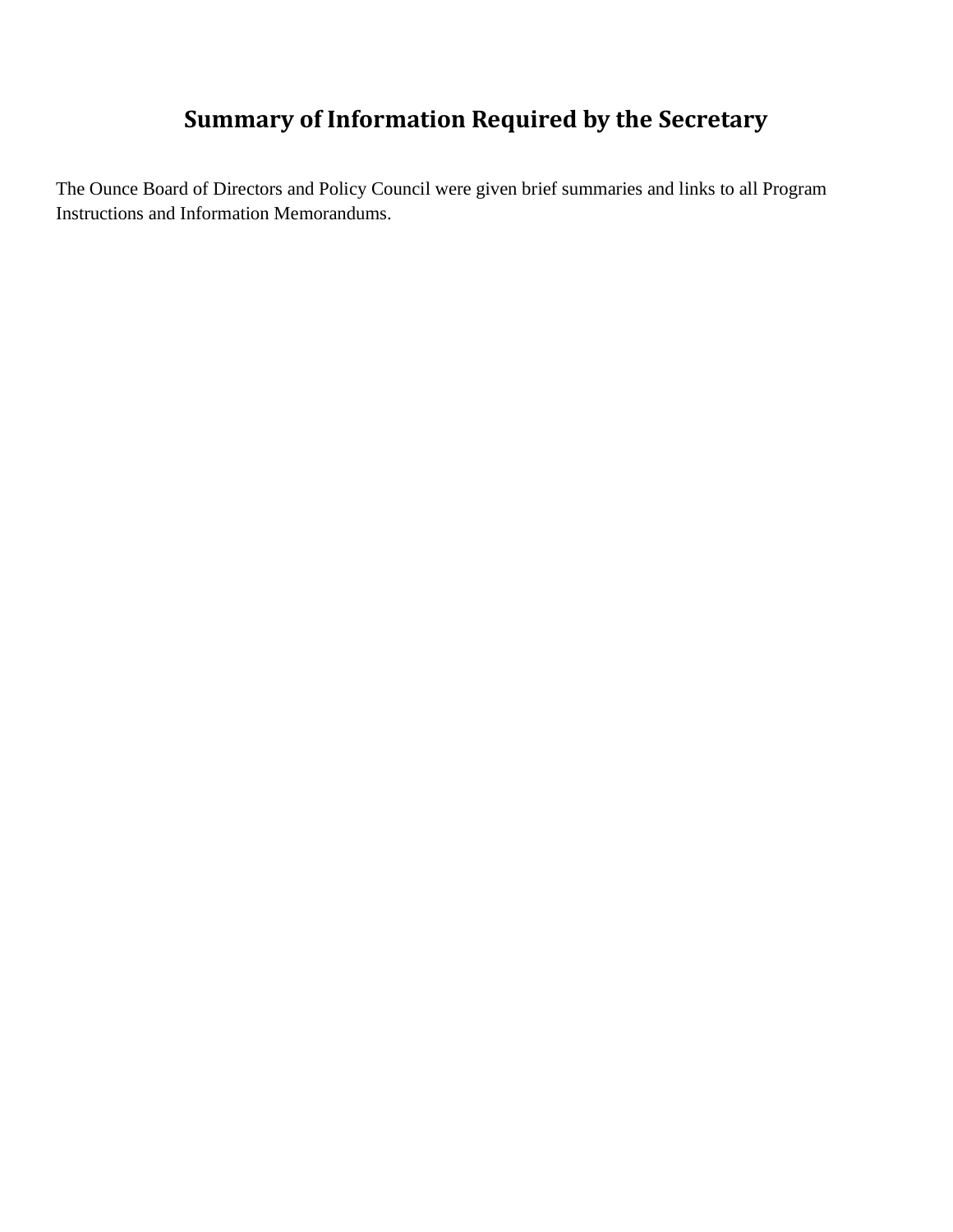# Summary of Information Required by the Secretary

The Ounce Board of Directors and Policy Council were given brief summaries and links to all Program Instructions and Information Memorandums.